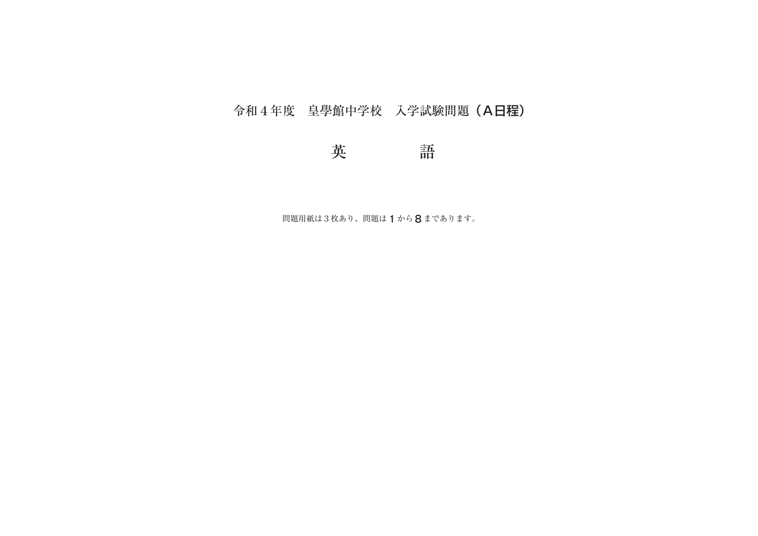# 令和４年度　皇學館中学校　入学試験問題（Ａ日程）

# 英　　　　　語

問題用紙は３枚あり、問題は１から８まであります。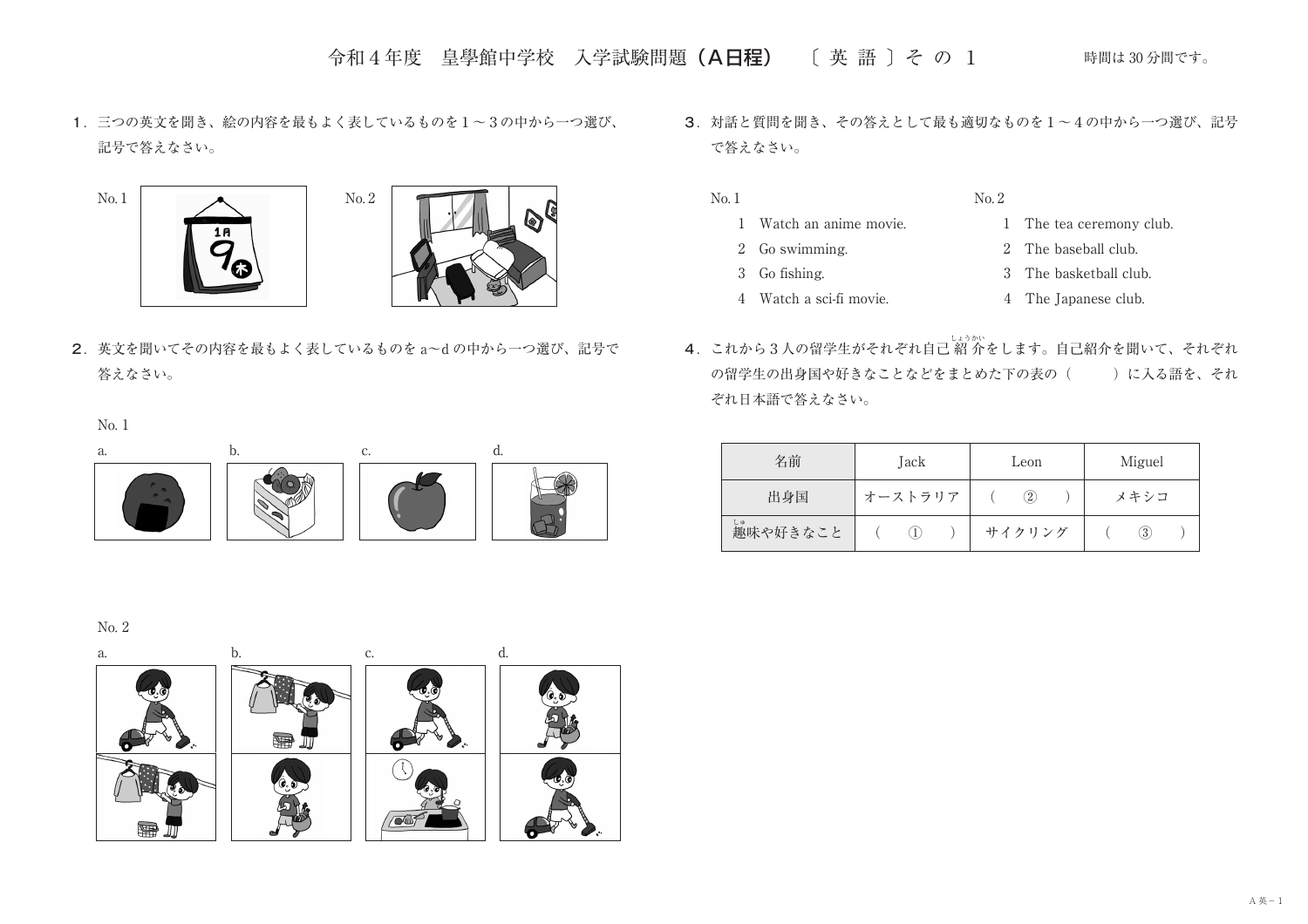# 令和４年度　皇學館中学校　入学試験問題（A日程）　〔英語〕その１

時間は 30 分間です。

１．三つの英文を聞き、絵の内容を最もよく表しているものを１～３の中から一つ選び、記号で答えなさい。

No. 1

No. 2

２．英文を聞いてその内容を最もよく表しているものを a～d の中から一つ選び、記号で答えなさい。

No. 1

a.　b.　c.　d.

No. 2

a.　b.　c.　d.

３．対話と質問を聞き、その答えとして最も適切なものを１～４の中から一つ選び、記号で答えなさい。

No. 1

1　Watch an anime movie.
2　Go swimming.
3　Go fishing.
4　Watch a sci-fi movie.

No. 2

1　The tea ceremony club.
2　The baseball club.
3　The basketball club.
4　The Japanese club.

４．これから３人の留学生がそれぞれ自己紹介(しょうかい)をします。自己紹介を聞いて、それぞれの留学生の出身国や好きなことなどをまとめた下の表の（　　）に入る語を、それぞれ日本語で答えなさい。

| 名前 | Jack | Leon | Miguel |
| --- | --- | --- | --- |
| 出身国 | オーストラリア | （　②　） | メキシコ |
| 趣(しゅ)味や好きなこと | （　①　） | サイクリング | （　③　） |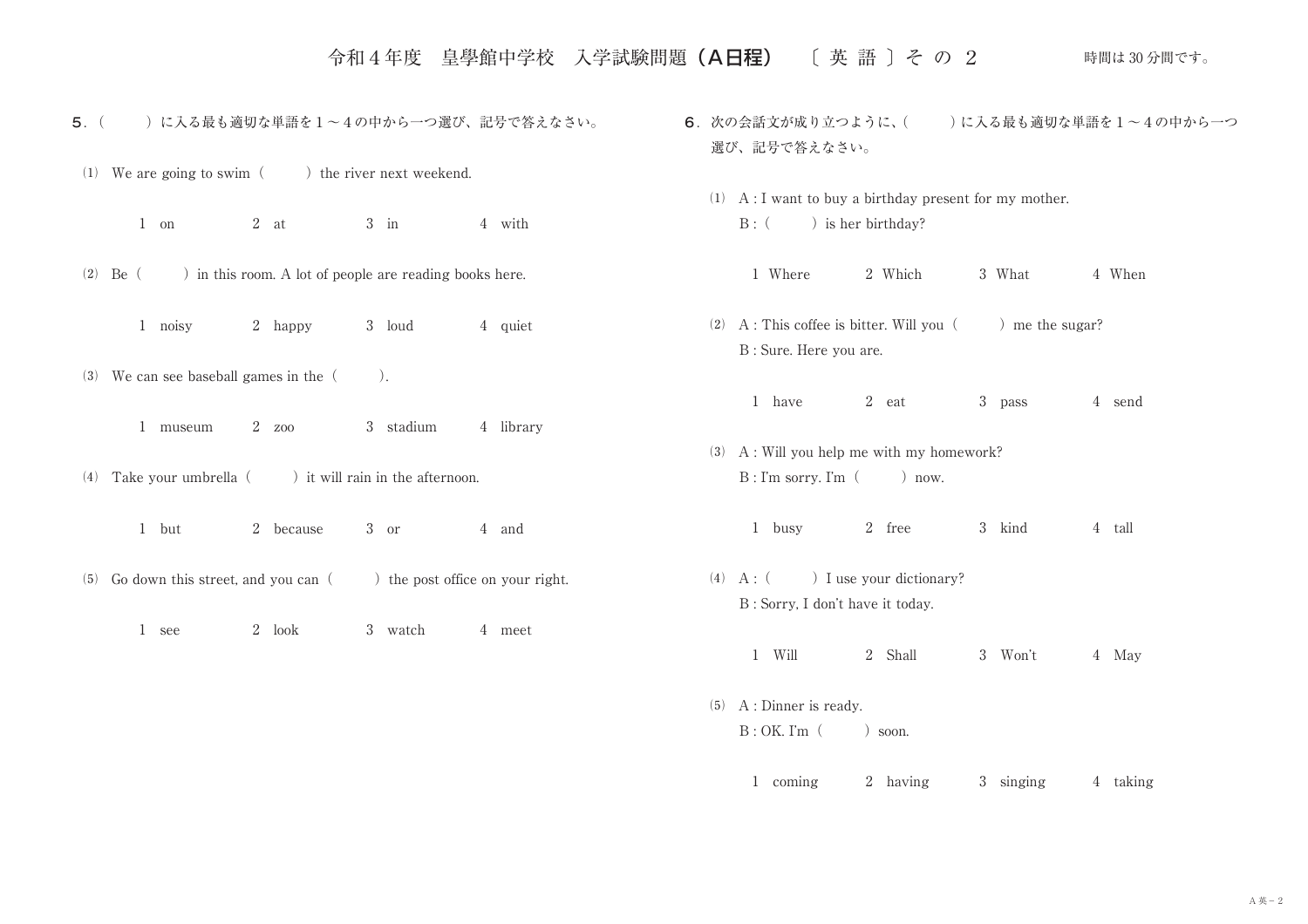# 令和４年度　皇學館中学校　入学試験問題（Ａ日程）　〔英 語〕その２

時間は 30 分間です。

**５**．(　　) に入る最も適切な単語を１～４の中から一つ選び、記号で答えなさい。

(1) We are going to swim (　　) the river next weekend.

1 on　　2 at　　3 in　　4 with

(2) Be (　　) in this room. A lot of people are reading books here.

1 noisy　　2 happy　　3 loud　　4 quiet

(3) We can see baseball games in the (　　).

1 museum　　2 zoo　　3 stadium　　4 library

(4) Take your umbrella (　　) it will rain in the afternoon.

1 but　　2 because　　3 or　　4 and

(5) Go down this street, and you can (　　) the post office on your right.

1 see　　2 look　　3 watch　　4 meet

**６**．次の会話文が成り立つように、(　　) に入る最も適切な単語を１～４の中から一つ選び、記号で答えなさい。

(1) A : I want to buy a birthday present for my mother.
B : (　　) is her birthday?

1 Where　　2 Which　　3 What　　4 When

(2) A : This coffee is bitter. Will you (　　) me the sugar?
B : Sure. Here you are.

1 have　　2 eat　　3 pass　　4 send

(3) A : Will you help me with my homework?
B : I'm sorry. I'm (　　) now.

1 busy　　2 free　　3 kind　　4 tall

(4) A : (　　) I use your dictionary?
B : Sorry, I don't have it today.

1 Will　　2 Shall　　3 Won't　　4 May

(5) A : Dinner is ready.
B : OK. I'm (　　) soon.

1 coming　　2 having　　3 singing　　4 taking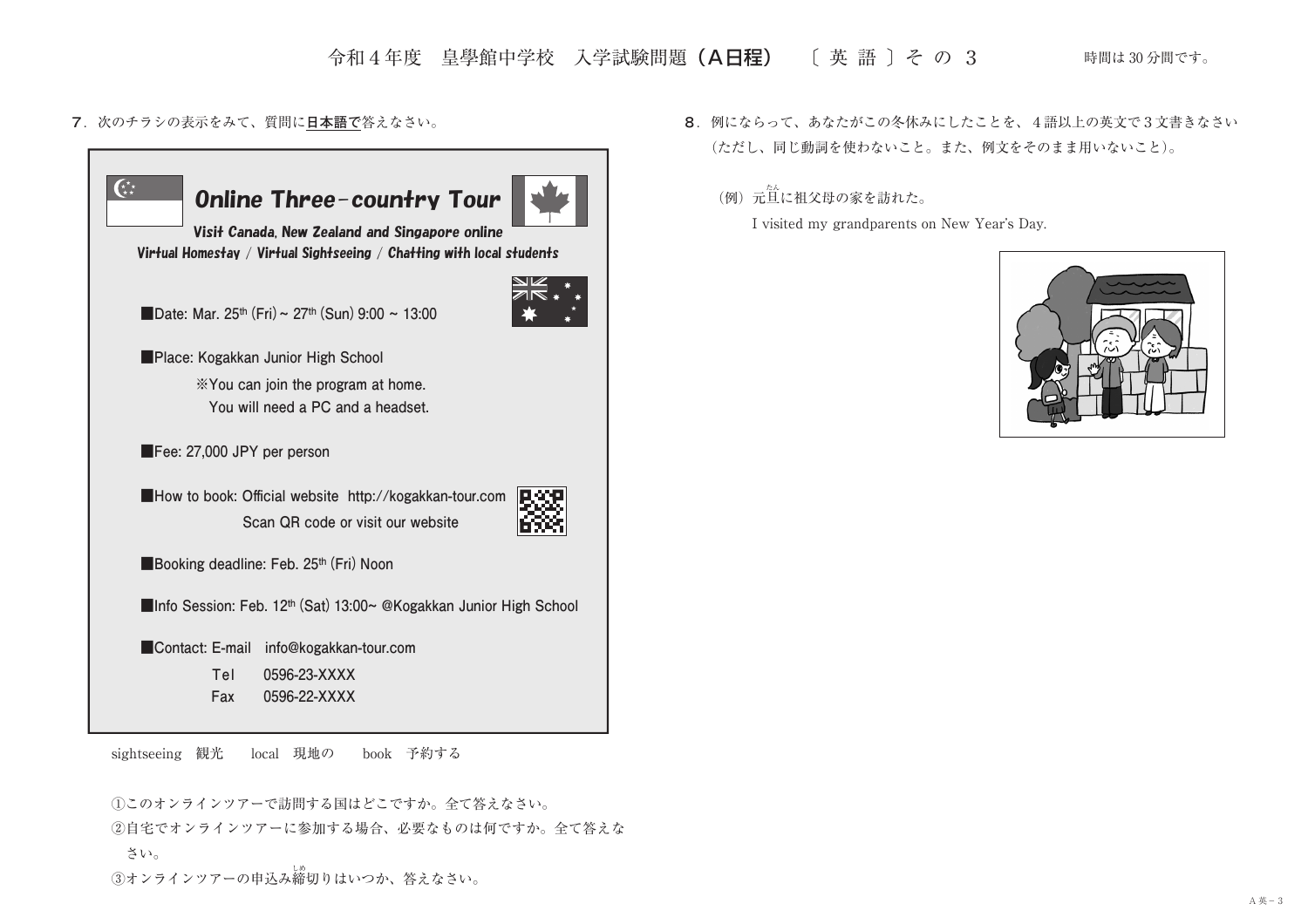令和４年度　皇學館中学校　入学試験問題（Ａ日程）　〔 英 語 〕そ の ３　　時間は 30 分間です。

７．次のチラシの表示をみて、質問に**日本語で**答えなさい。

**Online Three-country Tour**

**Visit Canada, New Zealand and Singapore online**

**Virtual Homestay / Virtual Sightseeing / Chatting with local students**

■Date: Mar. 25th (Fri) ~ 27th (Sun) 9:00 ~ 13:00

■Place: Kogakkan Junior High School
　※You can join the program at home.
　You will need a PC and a headset.

■Fee: 27,000 JPY per person

■How to book: Official website http://kogakkan-tour.com
　Scan QR code or visit our website

■Booking deadline: Feb. 25th (Fri) Noon

■Info Session: Feb. 12th (Sat) 13:00~ @Kogakkan Junior High School

■Contact: E-mail　info@kogakkan-tour.com
　Tel　0596-23-XXXX
　Fax　0596-22-XXXX

sightseeing　観光　　local　現地の　　book　予約する

①このオンラインツアーで訪問する国はどこですか。全て答えなさい。

②自宅でオンラインツアーに参加する場合、必要なものは何ですか。全て答えなさい。

③オンラインツアーの申込み締(しめ)切りはいつか、答えなさい。

８．例にならって、あなたがこの冬休みにしたことを、４語以上の英文で３文書きなさい（ただし、同じ動詞を使わないこと。また、例文をそのまま用いないこと）。

（例）元旦(たん)に祖父母の家を訪れた。
　I visited my grandparents on New Year's Day.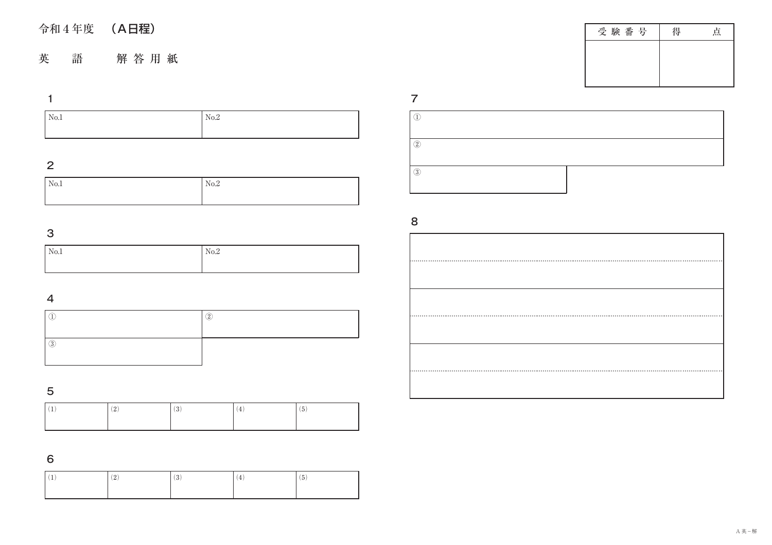令和４年度　（Ａ日程）

# 英　語　　解答用紙

| 受験番号 | 得　点 |
| --- | --- |
| | |

## 1

| No.1 | No.2 |
| --- | --- |
| | |

## 2

| No.1 | No.2 |
| --- | --- |
| | |

## 3

| No.1 | No.2 |
| --- | --- |
| | |

## 4

| ① | ② |
| --- | --- |
| ③ | |

## 5

| (1) | (2) | (3) | (4) | (5) |
| --- | --- | --- | --- | --- |
| | | | | |

## 6

| (1) | (2) | (3) | (4) | (5) |
| --- | --- | --- | --- | --- |
| | | | | |

## 7

| |
| --- |
| ① |
| ② |
| ③ |

## 8

| |
| --- |
| |
| |
| |
| |
| |
| |